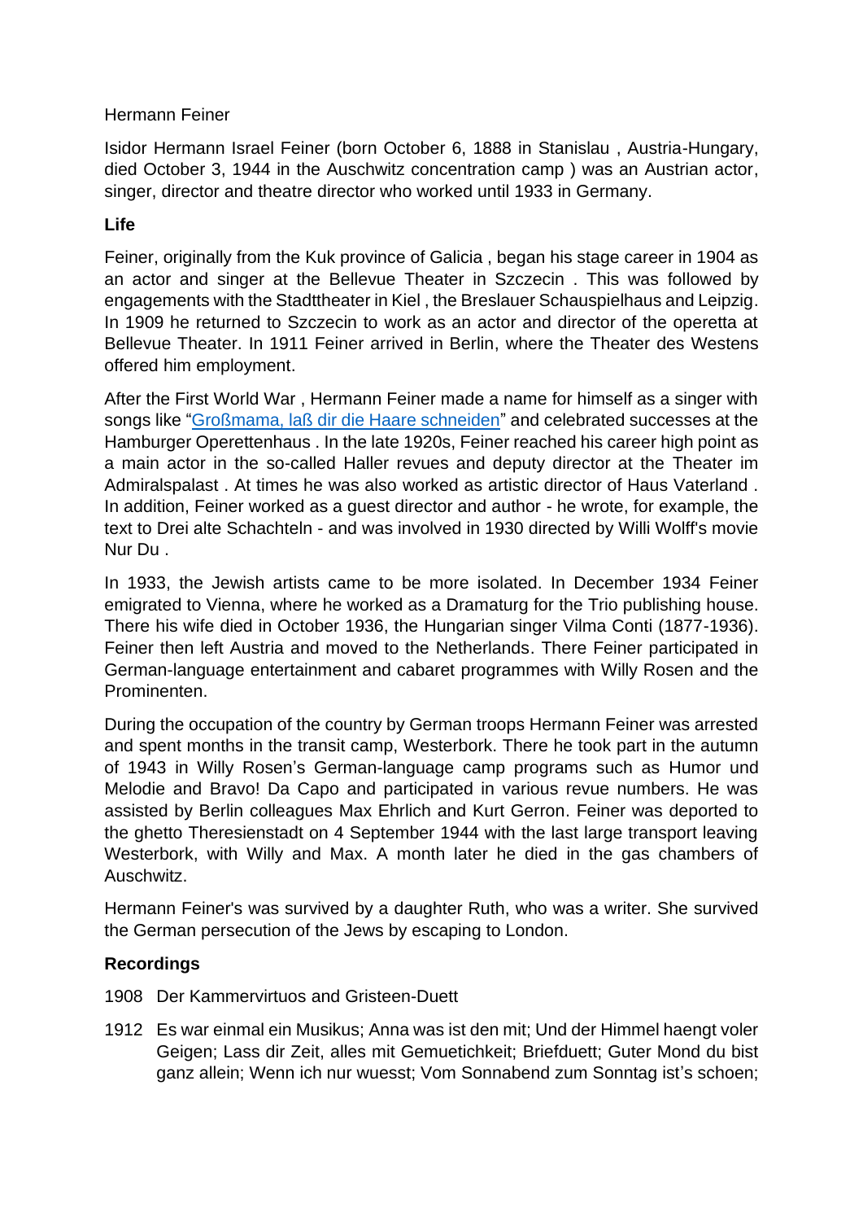Hermann Feiner

Isidor Hermann Israel Feiner (born October 6, 1888 in Stanislau , Austria-Hungary, died October 3, 1944 in the Auschwitz concentration camp ) was an Austrian actor, singer, director and theatre director who worked until 1933 in Germany.

## Life

Feiner, originally from the Kuk province of Galicia , began his stage career in 1904 as an actor and singer at the Bellevue Theater in Szczecin . This was followed by engagements with the Stadttheater in Kiel , the Breslauer Schauspielhaus and Leipzig. In 1909 he returned to Szczecin to work as an actor and director of the operetta at Bellevue Theater. In 1911 Feiner arrived in Berlin, where the Theater des Westens offered him employment.

After the First World War , Hermann Feiner made a name for himself as a singer with songs like "Großmama, laß dir die Haare schneiden" and celebrated successes at the Hamburger Operettenhaus . In the late 1920s, Feiner reached his career high point as a main actor in the so-called Haller revues and deputy director at the Theater im Admiralspalast . At times he was also worked as artistic director of Haus Vaterland . In addition, Feiner worked as a guest director and author - he wrote, for example, the text to Drei alte Schachteln - and was involved in 1930 directed by Willi Wolff's movie Nur Du .

In 1933, the Jewish artists came to be more isolated. In December 1934 Feiner emigrated to Vienna, where he worked as a Dramaturg for the Trio publishing house. There his wife died in October 1936, the Hungarian singer Vilma Conti (1877-1936). Feiner then left Austria and moved to the Netherlands. There Feiner participated in German-language entertainment and cabaret programmes with Willy Rosen and the Prominenten.

During the occupation of the country by German troops Hermann Feiner was arrested and spent months in the transit camp, Westerbork. There he took part in the autumn of 1943 in Willy Rosen's German-language camp programs such as Humor und Melodie and Bravo! Da Capo and participated in various revue numbers. He was assisted by Berlin colleagues Max Ehrlich and Kurt Gerron. Feiner was deported to the ghetto Theresienstadt on 4 September 1944 with the last large transport leaving Westerbork, with Willy and Max. A month later he died in the gas chambers of Auschwitz.

Hermann Feiner's was survived by a daughter Ruth, who was a writer. She survived the German persecution of the Jews by escaping to London.

## Recordings

1908 Der Kammervirtuos and Gristeen-Duett

1912 Es war einmal ein Musikus; Anna was ist den mit; Und der Himmel haengt voler Geigen; Lass dir Zeit, alles mit Gemuetichkeit; Briefduett; Guter Mond du bist ganz allein; Wenn ich nur wuesst; Vom Sonnabend zum Sonntag ist's schoen;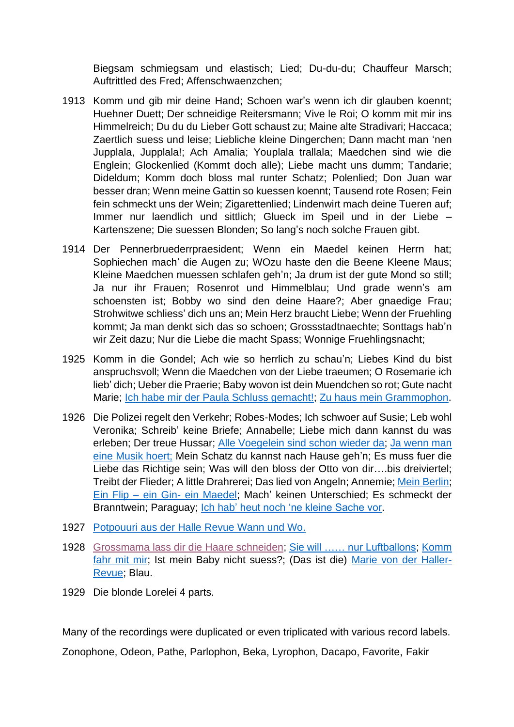Biegsam schmiegsam und elastisch; Lied; Du-du-du; Chauffeur Marsch; Auftrittled des Fred; Affenschwaenzchen;

1913 Komm und gib mir deine Hand; Schoen war's wenn ich dir glauben koennt; Huehner Duett; Der schneidige Reitersmann; Vive le Roi; O komm mit mir ins Himmelreich; Du du du Lieber Gott schaust zu; Maine alte Stradivari; Haccaca; Zaertlich suess und leise; Liebliche kleine Dingerchen; Dann macht man 'nen Jupplala, Jupplala!; Ach Amalia; Youplala trallala; Maedchen sind wie die Englein; Glockenlied (Kommt doch alle); Liebe macht uns dumm; Tandarie; Dideldum; Komm doch bloss mal runter Schatz; Polenlied; Don Juan war besser dran; Wenn meine Gattin so kuessen koennt; Tausend rote Rosen; Fein fein schmeckt uns der Wein; Zigarettenlied; Lindenwirt mach deine Tueren auf; Immer nur laendlich und sittlich; Glueck im Speil und in der Liebe – Kartenszene; Die suessen Blonden; So lang's noch solche Frauen gibt.

1914 Der Pennerbruederrpraesident; Wenn ein Maedel keinen Herrn hat; Sophiechen mach' die Augen zu; WOzu haste den die Beene Kleene Maus; Kleine Maedchen muessen schlafen geh'n; Ja drum ist der gute Mond so still; Ja nur ihr Frauen; Rosenrot und Himmelblau; Und grade wenn's am schoensten ist; Bobby wo sind den deine Haare?; Aber gnaedige Frau; Strohwitwe schliess' dich uns an; Mein Herz braucht Liebe; Wenn der Fruehling kommt; Ja man denkt sich das so schoen; Grossstadtnaechte; Sonttags hab'n wir Zeit dazu; Nur die Liebe die macht Spass; Wonnige Fruehlingsnacht;

1925 Komm in die Gondel; Ach wie so herrlich zu schau'n; Liebes Kind du bist anspruchsvoll; Wenn die Maedchen von der Liebe traeumen; O Rosemarie ich lieb' dich; Ueber die Praerie; Baby wovon ist dein Muendchen so rot; Gute nacht Marie; Ich habe mir der Paula Schluss gemacht!; Zu haus mein Grammophon.

1926 Die Polizei regelt den Verkehr; Robes-Modes; Ich schwoer auf Susie; Leb wohl Veronika; Schreib' keine Briefe; Annabelle; Liebe mich dann kannst du was erleben; Der treue Hussar; Alle Voegelein sind schon wieder da; Ja wenn man eine Musik hoert; Mein Schatz du kannst nach Hause geh'n; Es muss fuer die Liebe das Richtige sein; Was will den bloss der Otto von dir….bis dreiviertel; Treibt der Flieder; A little Drahrerei; Das lied von Angeln; Annemie; Mein Berlin; Ein Flip – ein Gin- ein Maedel; Mach' keinen Unterschied; Es schmeckt der Branntwein; Paraguay; Ich hab' heut noch 'ne kleine Sache vor.

1927 Potpouuri aus der Halle Revue Wann und Wo.

1928 Grossmama lass dir die Haare schneiden; Sie will …… nur Luftballons; Komm fahr mit mir; Ist mein Baby nicht suess?; (Das ist die) Marie von der Haller-Revue; Blau.

1929 Die blonde Lorelei 4 parts.

Many of the recordings were duplicated or even triplicated with various record labels.

Zonophone, Odeon, Pathe, Parlophon, Beka, Lyrophon, Dacapo, Favorite, Fakir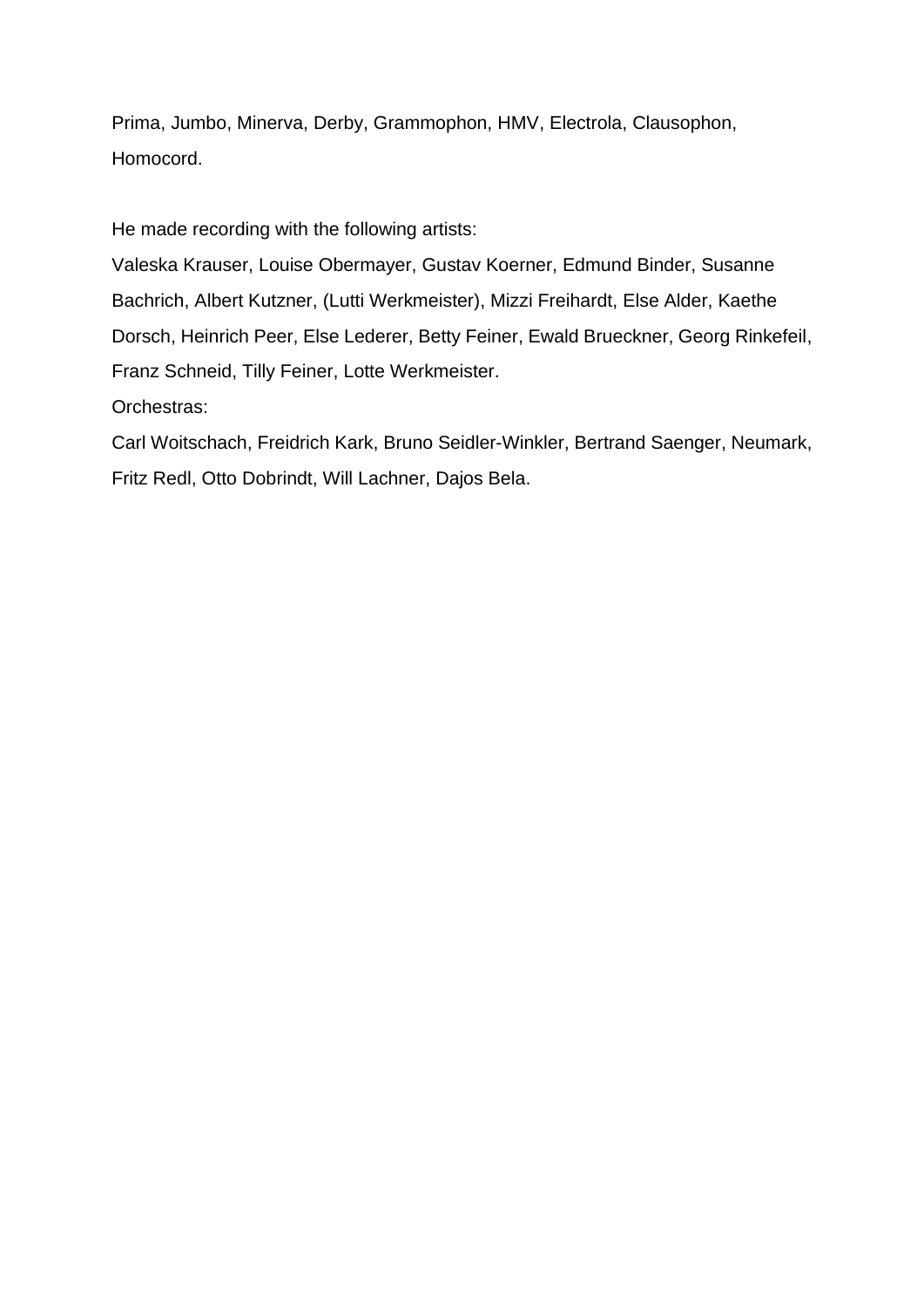Prima, Jumbo, Minerva, Derby, Grammophon, HMV, Electrola, Clausophon, Homocord.

He made recording with the following artists:
Valeska Krauser, Louise Obermayer, Gustav Koerner, Edmund Binder, Susanne Bachrich, Albert Kutzner, (Lutti Werkmeister), Mizzi Freihardt, Else Alder, Kaethe Dorsch, Heinrich Peer, Else Lederer, Betty Feiner, Ewald Brueckner, Georg Rinkefeil, Franz Schneid, Tilly Feiner, Lotte Werkmeister.
Orchestras:
Carl Woitschach, Freidrich Kark, Bruno Seidler-Winkler, Bertrand Saenger, Neumark, Fritz Redl, Otto Dobrindt, Will Lachner, Dajos Bela.